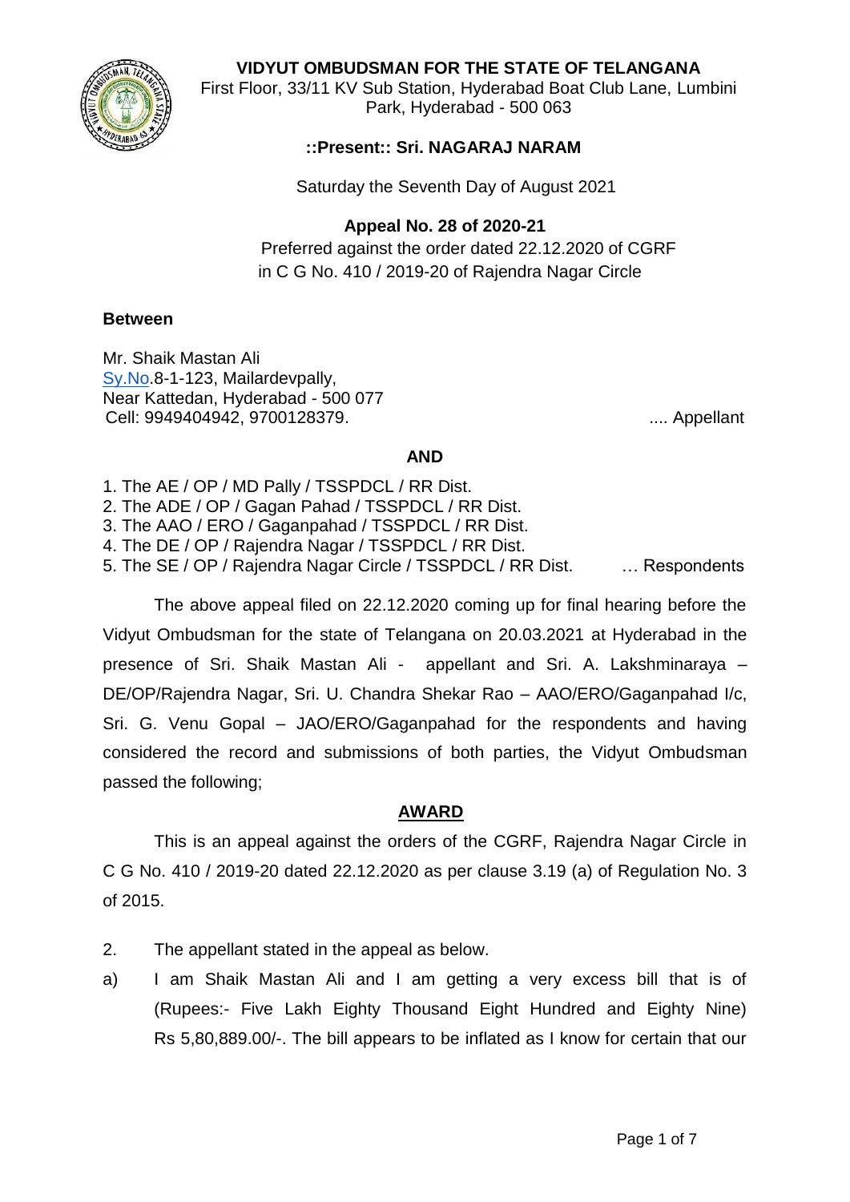# VIDYUT OMBUDSMAN FOR THE STATE OF TELANGANA

First Floor, 33/11 KV Sub Station, Hyderabad Boat Club Lane, Lumbini Park, Hyderabad - 500 063

**::Present:: Sri. NAGARAJ NARAM**

Saturday the Seventh Day of August 2021

**Appeal No. 28 of 2020-21**

Preferred against the order dated 22.12.2020 of CGRF in C G No. 410 / 2019-20 of Rajendra Nagar Circle

**Between**

Mr. Shaik Mastan Ali
Sy.No.8-1-123, Mailardevpally,
Near Kattedan, Hyderabad - 500 077
Cell: 9949404942, 9700128379. .... Appellant

**AND**

1. The AE / OP / MD Pally / TSSPDCL / RR Dist.
2. The ADE / OP / Gagan Pahad / TSSPDCL / RR Dist.
3. The AAO / ERO / Gaganpahad / TSSPDCL / RR Dist.
4. The DE / OP / Rajendra Nagar / TSSPDCL / RR Dist.
5. The SE / OP / Rajendra Nagar Circle / TSSPDCL / RR Dist. … Respondents

The above appeal filed on 22.12.2020 coming up for final hearing before the Vidyut Ombudsman for the state of Telangana on 20.03.2021 at Hyderabad in the presence of Sri. Shaik Mastan Ali - appellant and Sri. A. Lakshminaraya – DE/OP/Rajendra Nagar, Sri. U. Chandra Shekar Rao – AAO/ERO/Gaganpahad I/c, Sri. G. Venu Gopal – JAO/ERO/Gaganpahad for the respondents and having considered the record and submissions of both parties, the Vidyut Ombudsman passed the following;

**AWARD**

This is an appeal against the orders of the CGRF, Rajendra Nagar Circle in C G No. 410 / 2019-20 dated 22.12.2020 as per clause 3.19 (a) of Regulation No. 3 of 2015.

2. The appellant stated in the appeal as below.

a) I am Shaik Mastan Ali and I am getting a very excess bill that is of (Rupees:- Five Lakh Eighty Thousand Eight Hundred and Eighty Nine) Rs 5,80,889.00/-. The bill appears to be inflated as I know for certain that our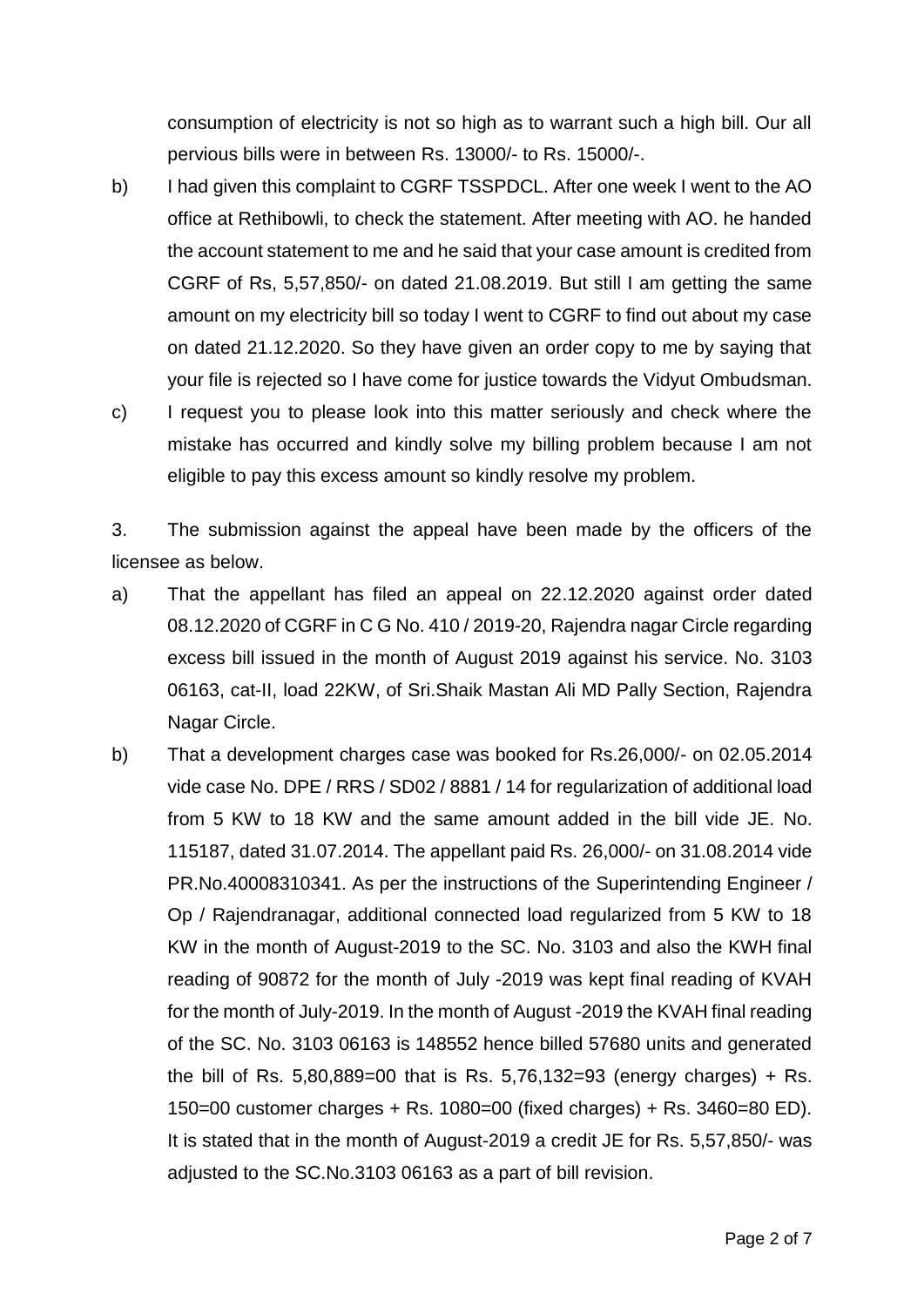consumption of electricity is not so high as to warrant such a high bill. Our all pervious bills were in between Rs. 13000/- to Rs. 15000/-.

b) I had given this complaint to CGRF TSSPDCL. After one week I went to the AO office at Rethibowli, to check the statement. After meeting with AO. he handed the account statement to me and he said that your case amount is credited from CGRF of Rs, 5,57,850/- on dated 21.08.2019. But still I am getting the same amount on my electricity bill so today I went to CGRF to find out about my case on dated 21.12.2020. So they have given an order copy to me by saying that your file is rejected so I have come for justice towards the Vidyut Ombudsman.

c) I request you to please look into this matter seriously and check where the mistake has occurred and kindly solve my billing problem because I am not eligible to pay this excess amount so kindly resolve my problem.

3. The submission against the appeal have been made by the officers of the licensee as below.

a) That the appellant has filed an appeal on 22.12.2020 against order dated 08.12.2020 of CGRF in C G No. 410 / 2019-20, Rajendra nagar Circle regarding excess bill issued in the month of August 2019 against his service. No. 3103 06163, cat-II, load 22KW, of Sri.Shaik Mastan Ali MD Pally Section, Rajendra Nagar Circle.

b) That a development charges case was booked for Rs.26,000/- on 02.05.2014 vide case No. DPE / RRS / SD02 / 8881 / 14 for regularization of additional load from 5 KW to 18 KW and the same amount added in the bill vide JE. No. 115187, dated 31.07.2014. The appellant paid Rs. 26,000/- on 31.08.2014 vide PR.No.40008310341. As per the instructions of the Superintending Engineer / Op / Rajendranagar, additional connected load regularized from 5 KW to 18 KW in the month of August-2019 to the SC. No. 3103 and also the KWH final reading of 90872 for the month of July -2019 was kept final reading of KVAH for the month of July-2019. In the month of August -2019 the KVAH final reading of the SC. No. 3103 06163 is 148552 hence billed 57680 units and generated the bill of Rs. 5,80,889=00 that is Rs. 5,76,132=93 (energy charges) + Rs. 150=00 customer charges + Rs. 1080=00 (fixed charges) + Rs. 3460=80 ED). It is stated that in the month of August-2019 a credit JE for Rs. 5,57,850/- was adjusted to the SC.No.3103 06163 as a part of bill revision.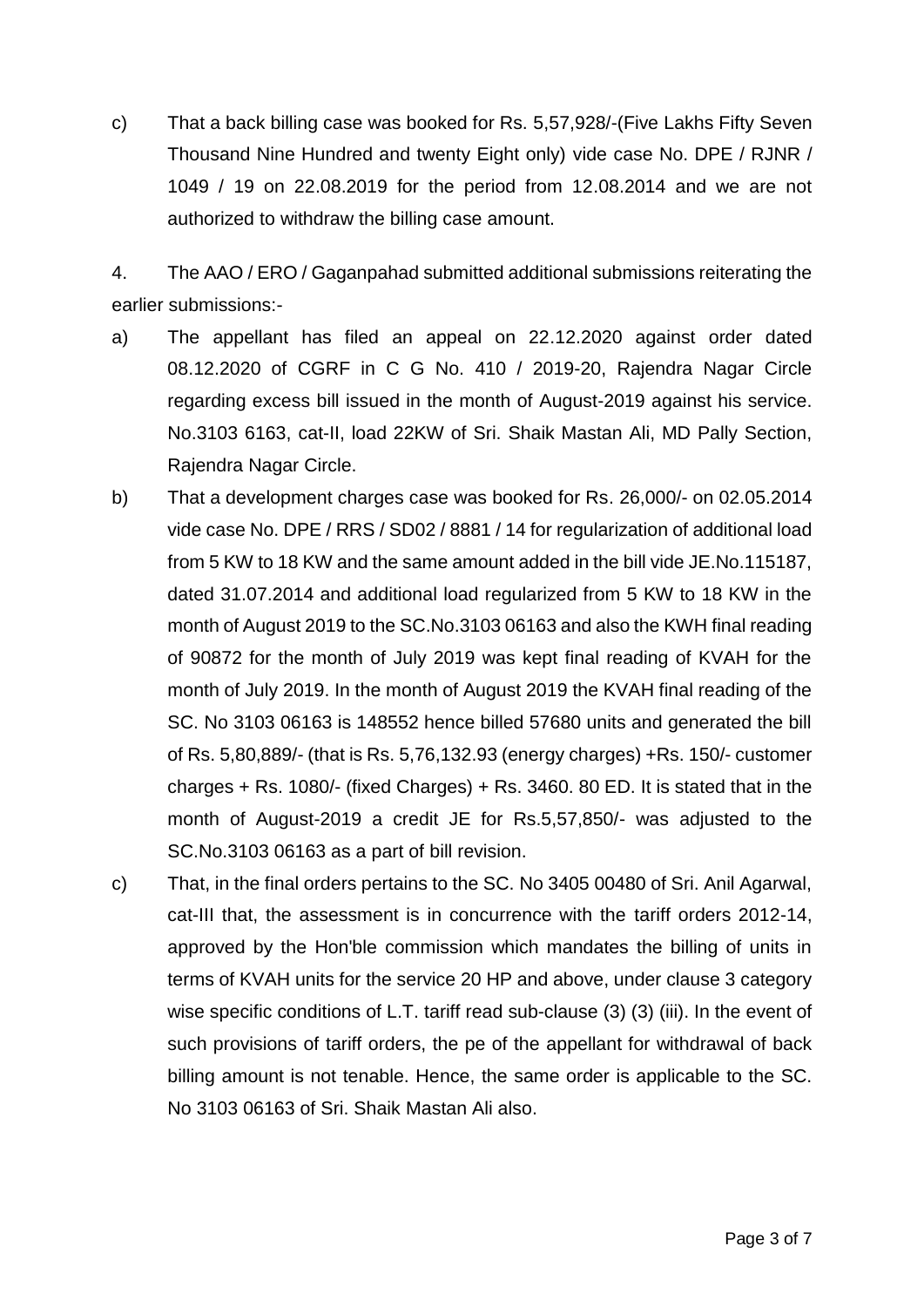c) That a back billing case was booked for Rs. 5,57,928/-(Five Lakhs Fifty Seven Thousand Nine Hundred and twenty Eight only) vide case No. DPE / RJNR / 1049 / 19 on 22.08.2019 for the period from 12.08.2014 and we are not authorized to withdraw the billing case amount.

4. The AAO / ERO / Gaganpahad submitted additional submissions reiterating the earlier submissions:-

a) The appellant has filed an appeal on 22.12.2020 against order dated 08.12.2020 of CGRF in C G No. 410 / 2019-20, Rajendra Nagar Circle regarding excess bill issued in the month of August-2019 against his service. No.3103 6163, cat-II, load 22KW of Sri. Shaik Mastan Ali, MD Pally Section, Rajendra Nagar Circle.

b) That a development charges case was booked for Rs. 26,000/- on 02.05.2014 vide case No. DPE / RRS / SD02 / 8881 / 14 for regularization of additional load from 5 KW to 18 KW and the same amount added in the bill vide JE.No.115187, dated 31.07.2014 and additional load regularized from 5 KW to 18 KW in the month of August 2019 to the SC.No.3103 06163 and also the KWH final reading of 90872 for the month of July 2019 was kept final reading of KVAH for the month of July 2019. In the month of August 2019 the KVAH final reading of the SC. No 3103 06163 is 148552 hence billed 57680 units and generated the bill of Rs. 5,80,889/- (that is Rs. 5,76,132.93 (energy charges) +Rs. 150/- customer charges + Rs. 1080/- (fixed Charges) + Rs. 3460. 80 ED. It is stated that in the month of August-2019 a credit JE for Rs.5,57,850/- was adjusted to the SC.No.3103 06163 as a part of bill revision.

c) That, in the final orders pertains to the SC. No 3405 00480 of Sri. Anil Agarwal, cat-III that, the assessment is in concurrence with the tariff orders 2012-14, approved by the Hon'ble commission which mandates the billing of units in terms of KVAH units for the service 20 HP and above, under clause 3 category wise specific conditions of L.T. tariff read sub-clause (3) (3) (iii). In the event of such provisions of tariff orders, the pe of the appellant for withdrawal of back billing amount is not tenable. Hence, the same order is applicable to the SC. No 3103 06163 of Sri. Shaik Mastan Ali also.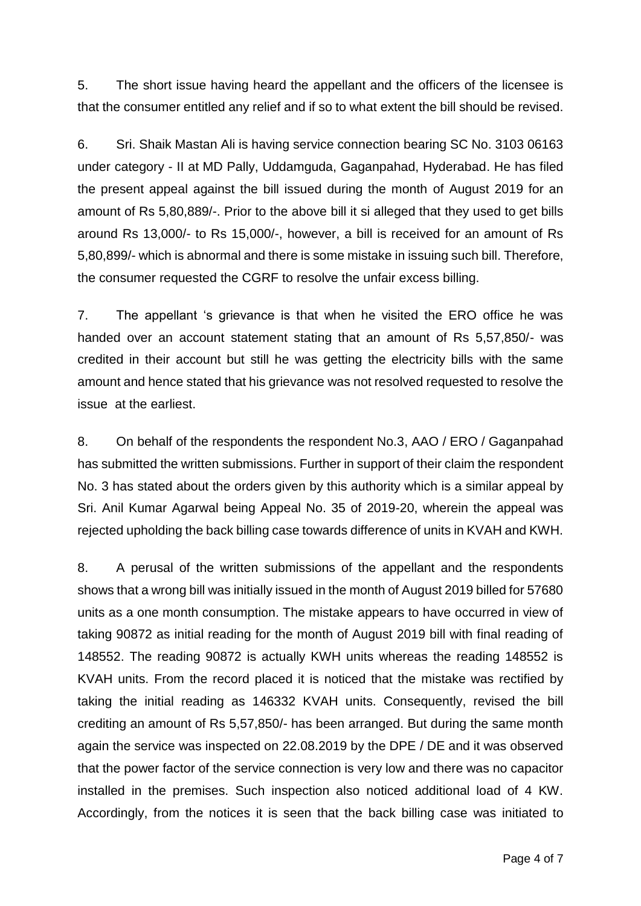5. The short issue having heard the appellant and the officers of the licensee is that the consumer entitled any relief and if so to what extent the bill should be revised.

6. Sri. Shaik Mastan Ali is having service connection bearing SC No. 3103 06163 under category - II at MD Pally, Uddamguda, Gaganpahad, Hyderabad. He has filed the present appeal against the bill issued during the month of August 2019 for an amount of Rs 5,80,889/-. Prior to the above bill it si alleged that they used to get bills around Rs 13,000/- to Rs 15,000/-, however, a bill is received for an amount of Rs 5,80,899/- which is abnormal and there is some mistake in issuing such bill. Therefore, the consumer requested the CGRF to resolve the unfair excess billing.

7. The appellant 's grievance is that when he visited the ERO office he was handed over an account statement stating that an amount of Rs 5,57,850/- was credited in their account but still he was getting the electricity bills with the same amount and hence stated that his grievance was not resolved requested to resolve the issue at the earliest.

8. On behalf of the respondents the respondent No.3, AAO / ERO / Gaganpahad has submitted the written submissions. Further in support of their claim the respondent No. 3 has stated about the orders given by this authority which is a similar appeal by Sri. Anil Kumar Agarwal being Appeal No. 35 of 2019-20, wherein the appeal was rejected upholding the back billing case towards difference of units in KVAH and KWH.

8. A perusal of the written submissions of the appellant and the respondents shows that a wrong bill was initially issued in the month of August 2019 billed for 57680 units as a one month consumption. The mistake appears to have occurred in view of taking 90872 as initial reading for the month of August 2019 bill with final reading of 148552. The reading 90872 is actually KWH units whereas the reading 148552 is KVAH units. From the record placed it is noticed that the mistake was rectified by taking the initial reading as 146332 KVAH units. Consequently, revised the bill crediting an amount of Rs 5,57,850/- has been arranged. But during the same month again the service was inspected on 22.08.2019 by the DPE / DE and it was observed that the power factor of the service connection is very low and there was no capacitor installed in the premises. Such inspection also noticed additional load of 4 KW. Accordingly, from the notices it is seen that the back billing case was initiated to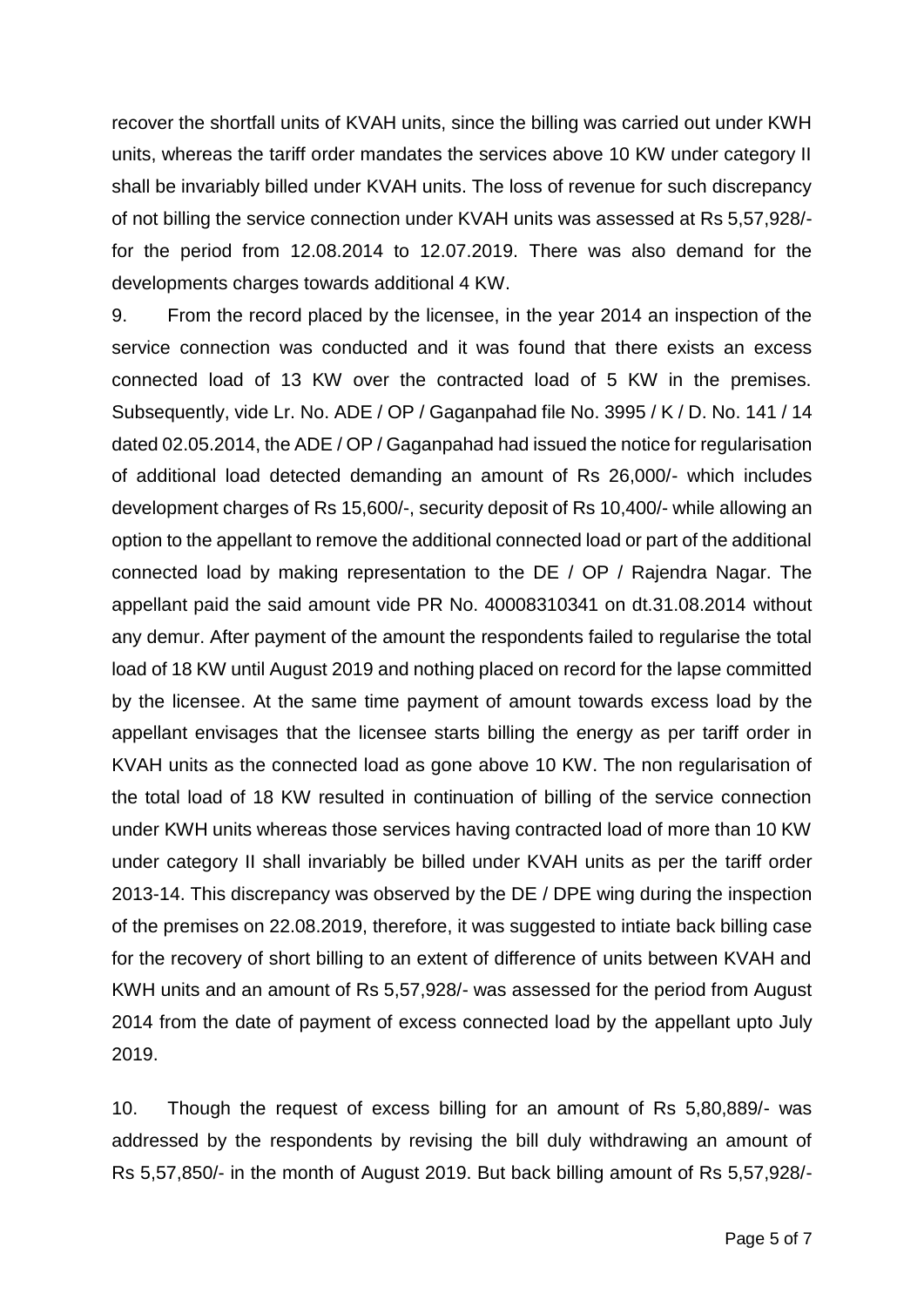recover the shortfall units of KVAH units, since the billing was carried out under KWH units, whereas the tariff order mandates the services above 10 KW under category II shall be invariably billed under KVAH units. The loss of revenue for such discrepancy of not billing the service connection under KVAH units was assessed at Rs 5,57,928/- for the period from 12.08.2014 to 12.07.2019. There was also demand for the developments charges towards additional 4 KW.

9. From the record placed by the licensee, in the year 2014 an inspection of the service connection was conducted and it was found that there exists an excess connected load of 13 KW over the contracted load of 5 KW in the premises. Subsequently, vide Lr. No. ADE / OP / Gaganpahad file No. 3995 / K / D. No. 141 / 14 dated 02.05.2014, the ADE / OP / Gaganpahad had issued the notice for regularisation of additional load detected demanding an amount of Rs 26,000/- which includes development charges of Rs 15,600/-, security deposit of Rs 10,400/- while allowing an option to the appellant to remove the additional connected load or part of the additional connected load by making representation to the DE / OP / Rajendra Nagar. The appellant paid the said amount vide PR No. 40008310341 on dt.31.08.2014 without any demur. After payment of the amount the respondents failed to regularise the total load of 18 KW until August 2019 and nothing placed on record for the lapse committed by the licensee. At the same time payment of amount towards excess load by the appellant envisages that the licensee starts billing the energy as per tariff order in KVAH units as the connected load as gone above 10 KW. The non regularisation of the total load of 18 KW resulted in continuation of billing of the service connection under KWH units whereas those services having contracted load of more than 10 KW under category II shall invariably be billed under KVAH units as per the tariff order 2013-14. This discrepancy was observed by the DE / DPE wing during the inspection of the premises on 22.08.2019, therefore, it was suggested to intiate back billing case for the recovery of short billing to an extent of difference of units between KVAH and KWH units and an amount of Rs 5,57,928/- was assessed for the period from August 2014 from the date of payment of excess connected load by the appellant upto July 2019.

10. Though the request of excess billing for an amount of Rs 5,80,889/- was addressed by the respondents by revising the bill duly withdrawing an amount of Rs 5,57,850/- in the month of August 2019. But back billing amount of Rs 5,57,928/-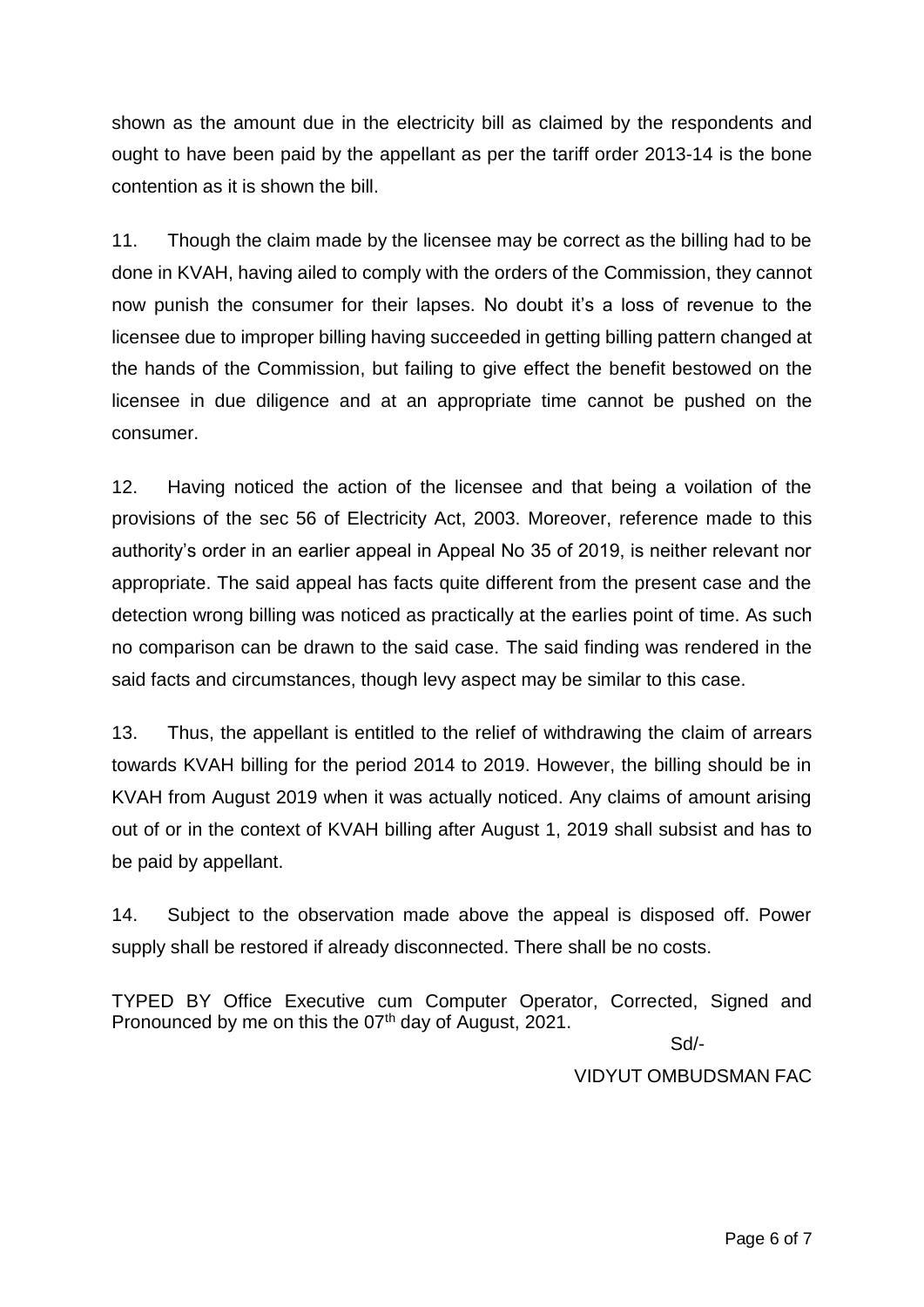shown as the amount due in the electricity bill as claimed by the respondents and ought to have been paid by the appellant as per the tariff order 2013-14 is the bone contention as it is shown the bill.

11. Though the claim made by the licensee may be correct as the billing had to be done in KVAH, having ailed to comply with the orders of the Commission, they cannot now punish the consumer for their lapses. No doubt it's a loss of revenue to the licensee due to improper billing having succeeded in getting billing pattern changed at the hands of the Commission, but failing to give effect the benefit bestowed on the licensee in due diligence and at an appropriate time cannot be pushed on the consumer.

12. Having noticed the action of the licensee and that being a voilation of the provisions of the sec 56 of Electricity Act, 2003. Moreover, reference made to this authority's order in an earlier appeal in Appeal No 35 of 2019, is neither relevant nor appropriate. The said appeal has facts quite different from the present case and the detection wrong billing was noticed as practically at the earlies point of time. As such no comparison can be drawn to the said case. The said finding was rendered in the said facts and circumstances, though levy aspect may be similar to this case.

13. Thus, the appellant is entitled to the relief of withdrawing the claim of arrears towards KVAH billing for the period 2014 to 2019. However, the billing should be in KVAH from August 2019 when it was actually noticed. Any claims of amount arising out of or in the context of KVAH billing after August 1, 2019 shall subsist and has to be paid by appellant.

14. Subject to the observation made above the appeal is disposed off. Power supply shall be restored if already disconnected. There shall be no costs.

TYPED BY Office Executive cum Computer Operator, Corrected, Signed and Pronounced by me on this the 07th day of August, 2021.

Sd/-

VIDYUT OMBUDSMAN FAC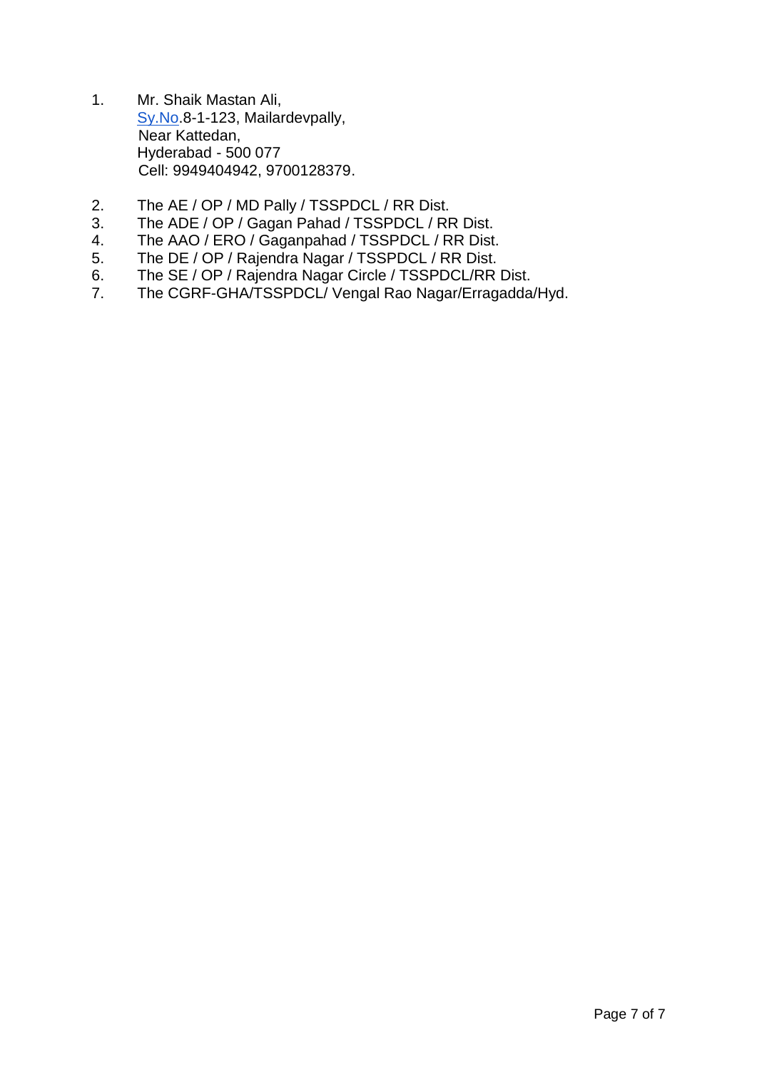1. Mr. Shaik Mastan Ali,
   Sy.No.8-1-123, Mailardevpally,
   Near Kattedan,
   Hyderabad - 500 077
   Cell: 9949404942, 9700128379.

2. The AE / OP / MD Pally / TSSPDCL / RR Dist.
3. The ADE / OP / Gagan Pahad / TSSPDCL / RR Dist.
4. The AAO / ERO / Gaganpahad / TSSPDCL / RR Dist.
5. The DE / OP / Rajendra Nagar / TSSPDCL / RR Dist.
6. The SE / OP / Rajendra Nagar Circle / TSSPDCL/RR Dist.
7. The CGRF-GHA/TSSPDCL/ Vengal Rao Nagar/Erragadda/Hyd.